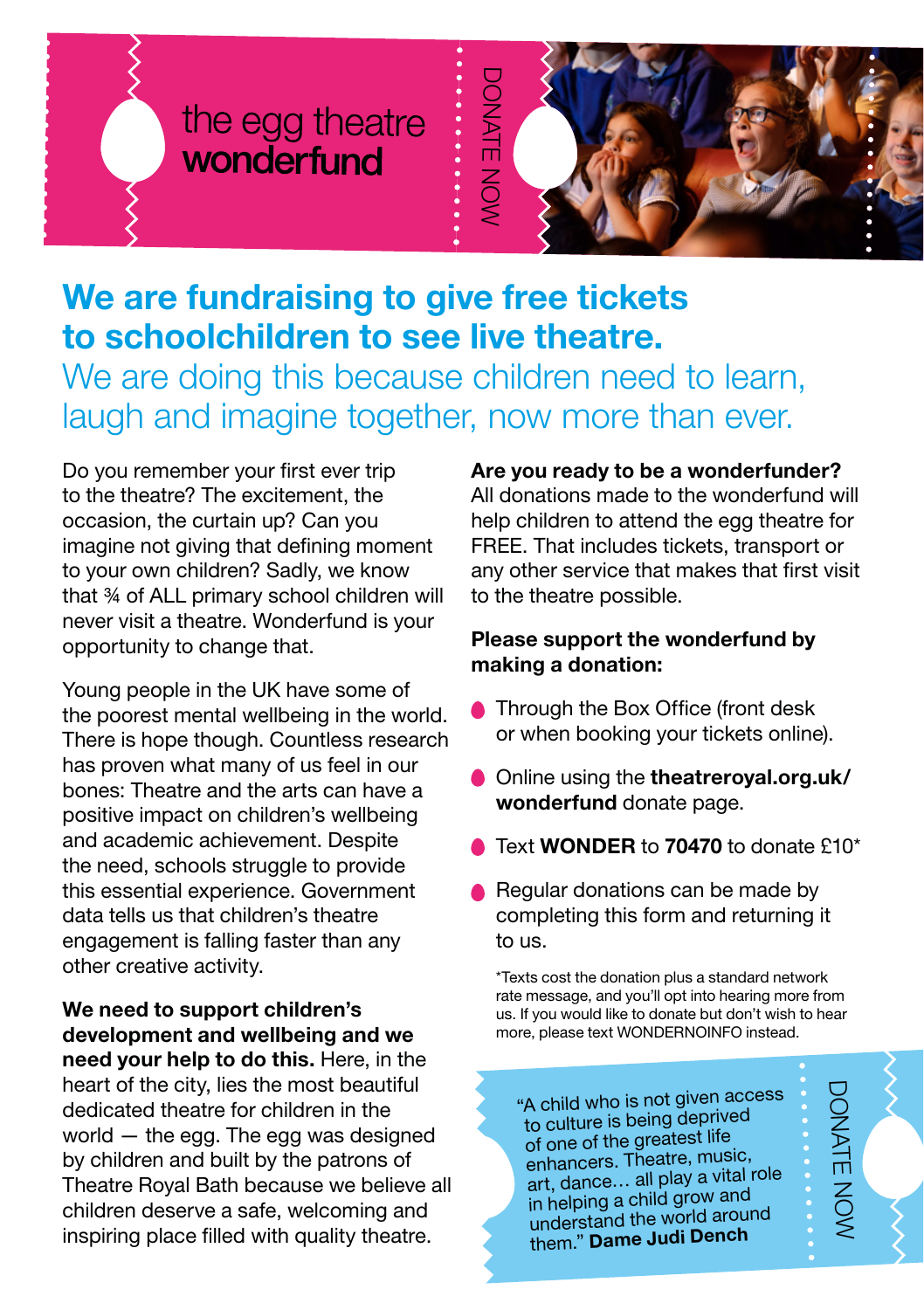# the egg theatre **wonderfund**

DONATE NOW

## We are fundraising to give free tickets to schoolchildren to see live theatre.

We are doing this because children need to learn, laugh and imagine together, now more than ever.

Do you remember your first ever trip to the theatre? The excitement, the occasion, the curtain up? Can you imagine not giving that defining moment to your own children? Sadly, we know that ¾ of ALL primary school children will never visit a theatre. Wonderfund is your opportunity to change that.

Young people in the UK have some of the poorest mental wellbeing in the world. There is hope though. Countless research has proven what many of us feel in our bones: Theatre and the arts can have a positive impact on children's wellbeing and academic achievement. Despite the need, schools struggle to provide this essential experience. Government data tells us that children's theatre engagement is falling faster than any other creative activity.

**We need to support children's development and wellbeing and we need your help to do this.** Here, in the heart of the city, lies the most beautiful dedicated theatre for children in the world — the egg. The egg was designed by children and built by the patrons of Theatre Royal Bath because we believe all children deserve a safe, welcoming and inspiring place filled with quality theatre.

**Are you ready to be a wonderfunder?**
All donations made to the wonderfund will help children to attend the egg theatre for FREE. That includes tickets, transport or any other service that makes that first visit to the theatre possible.

**Please support the wonderfund by making a donation:**

- Through the Box Office (front desk or when booking your tickets online).
- Online using the **theatreroyal.org.uk/wonderfund** donate page.
- Text **WONDER** to **70470** to donate £10*
- Regular donations can be made by completing this form and returning it to us.

*Texts cost the donation plus a standard network rate message, and you'll opt into hearing more from us. If you would like to donate but don't wish to hear more, please text WONDERNOINFO instead.

"A child who is not given access to culture is being deprived of one of the greatest life enhancers. Theatre, music, art, dance… all play a vital role in helping a child grow and understand the world around them." **Dame Judi Dench**

DONATE NOW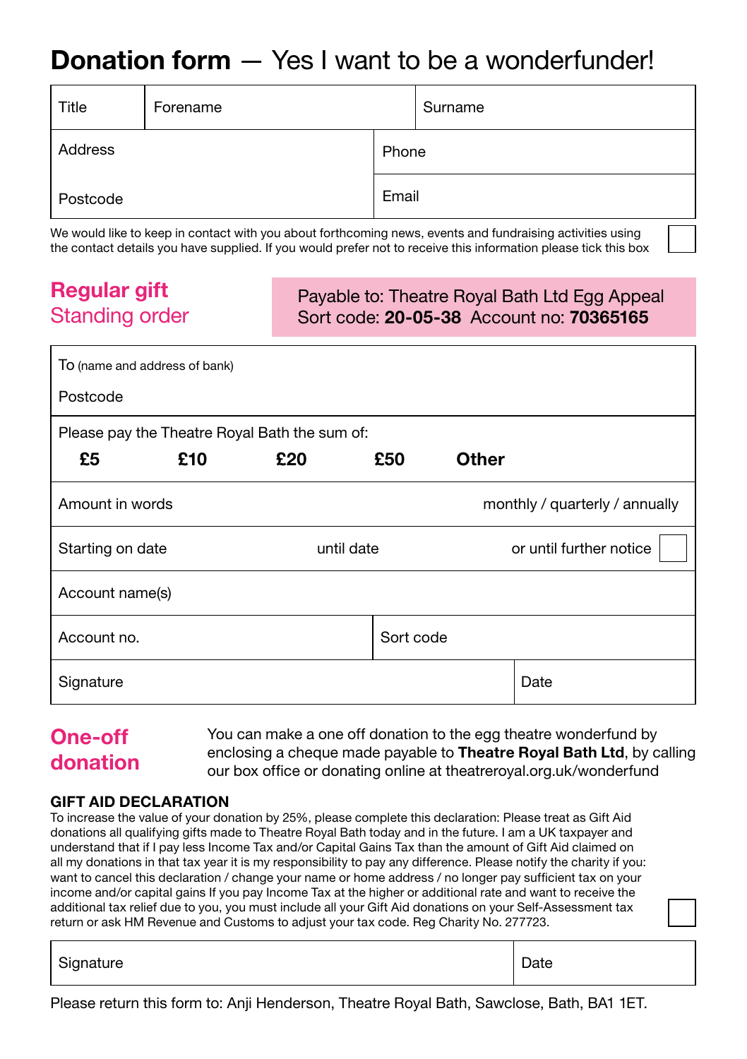# Donation form — Yes I want to be a wonderfunder!

| | | |
|---|---|---|
| Title | Forename | Surname |
| Address | | Phone |
| Postcode | | Email |

We would like to keep in contact with you about forthcoming news, events and fundraising activities using the contact details you have supplied. If you would prefer not to receive this information please tick this box ☐

## Regular gift
## Standing order

Payable to: Theatre Royal Bath Ltd Egg Appeal
Sort code: **20-05-38** Account no: **70365165**

| | | | | |
|---|---|---|---|---|
| To (name and address of bank) | | | | |
| Postcode | | | | |
| Please pay the Theatre Royal Bath the sum of: | | | | |
| **£5** | **£10** | **£20** | **£50** | **Other** |
| Amount in words | | | monthly / quarterly / annually | |
| Starting on date | | until date | or until further notice ☐ | |
| Account name(s) | | | | |
| Account no. | | Sort code | | |
| Signature | | | Date | |

## One-off donation

You can make a one off donation to the egg theatre wonderfund by enclosing a cheque made payable to **Theatre Royal Bath Ltd**, by calling our box office or donating online at theatreroyal.org.uk/wonderfund

### GIFT AID DECLARATION

To increase the value of your donation by 25%, please complete this declaration: Please treat as Gift Aid donations all qualifying gifts made to Theatre Royal Bath today and in the future. I am a UK taxpayer and understand that if I pay less Income Tax and/or Capital Gains Tax than the amount of Gift Aid claimed on all my donations in that tax year it is my responsibility to pay any difference. Please notify the charity if you: want to cancel this declaration / change your name or home address / no longer pay sufficient tax on your income and/or capital gains If you pay Income Tax at the higher or additional rate and want to receive the additional tax relief due to you, you must include all your Gift Aid donations on your Self-Assessment tax return or ask HM Revenue and Customs to adjust your tax code. Reg Charity No. 277723. ☐

| | |
|---|---|
| Signature | Date |

Please return this form to: Anji Henderson, Theatre Royal Bath, Sawclose, Bath, BA1 1ET.